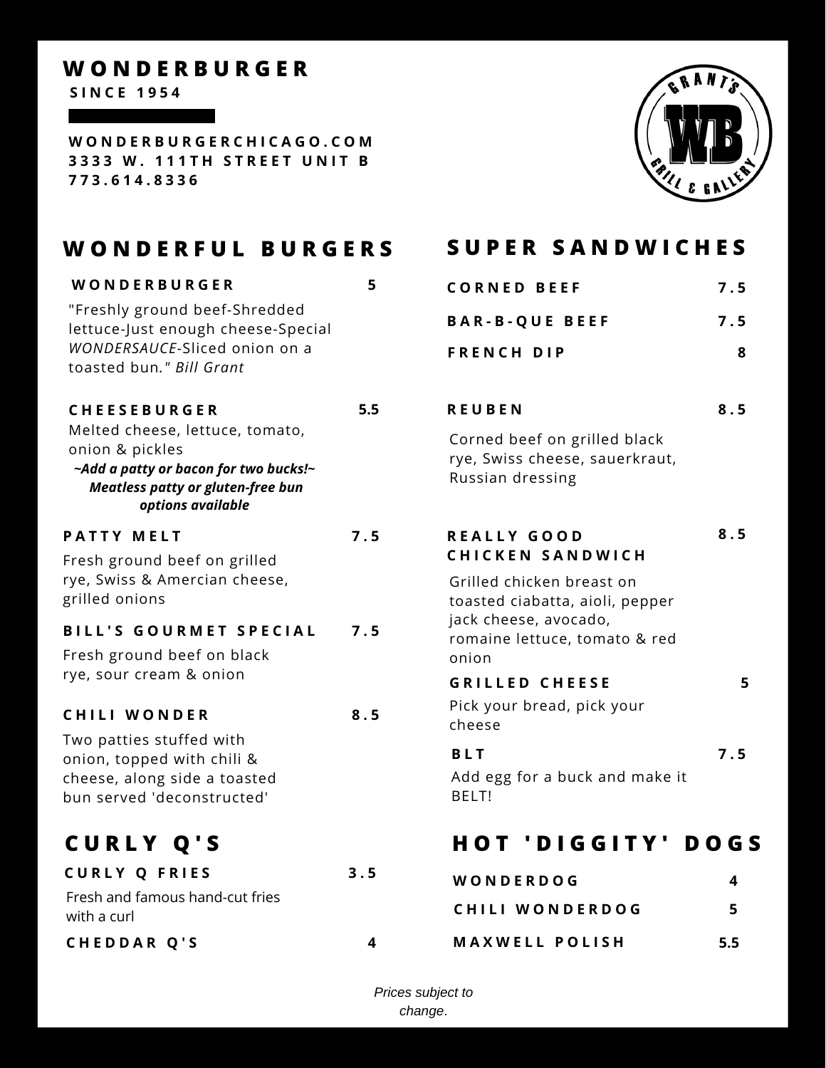# WONDERBURGER

**SINCE 1954**

**WONDERBURGERCHICAGO.COM**
**3333 W. 111TH STREET UNIT B**
**773.614.8336**

GRANT'S WB GRILL & GALLERY

## WONDERFUL BURGERS

**WONDERBURGER** 5

"Freshly ground beef-Shredded lettuce-Just enough cheese-Special *WONDERSAUCE*-Sliced onion on a toasted bun." *Bill Grant*

**CHEESEBURGER** 5.5

Melted cheese, lettuce, tomato, onion & pickles

***~Add a patty or bacon for two bucks!~***
***Meatless patty or gluten-free bun options available***

**PATTY MELT** 7.5

Fresh ground beef on grilled rye, Swiss & Amercian cheese, grilled onions

**BILL'S GOURMET SPECIAL** 7.5

Fresh ground beef on black rye, sour cream & onion

**CHILI WONDER** 8.5

Two patties stuffed with onion, topped with chili & cheese, along side a toasted bun served 'deconstructed'

## SUPER SANDWICHES

**CORNED BEEF** 7.5

**BAR-B-QUE BEEF** 7.5

**FRENCH DIP** 8

**REUBEN** 8.5

Corned beef on grilled black rye, Swiss cheese, sauerkraut, Russian dressing

**REALLY GOOD CHICKEN SANDWICH** 8.5

Grilled chicken breast on toasted ciabatta, aioli, pepper jack cheese, avocado, romaine lettuce, tomato & red onion

**GRILLED CHEESE** 5

Pick your bread, pick your cheese

**BLT** 7.5

Add egg for a buck and make it BELT!

## CURLY Q'S

**CURLY Q FRIES** 3.5

Fresh and famous hand-cut fries with a curl

**CHEDDAR Q'S** 4

## HOT 'DIGGITY' DOGS

**WONDERDOG** 4

**CHILI WONDERDOG** 5

**MAXWELL POLISH** 5.5

*Prices subject to change.*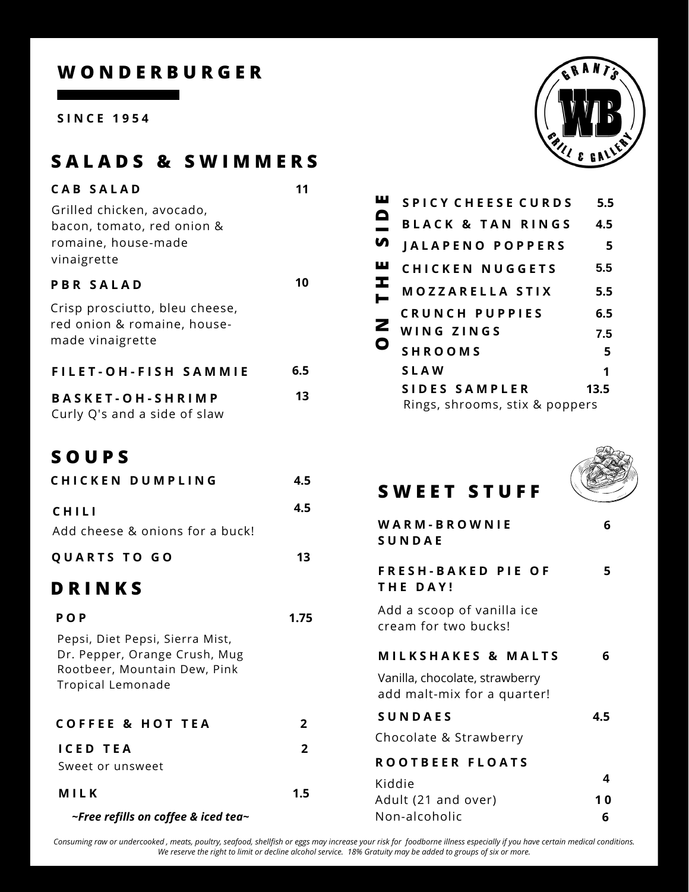# WONDERBURGER

**SINCE 1954**

GRANT'S WB GRILL & GALLERY

## SALADS & SWIMMERS

**CAB SALAD** 11

Grilled chicken, avocado, bacon, tomato, red onion & romaine, house-made vinaigrette

**PBR SALAD** 10

Crisp prosciutto, bleu cheese, red onion & romaine, house-made vinaigrette

**FILET-OH-FISH SAMMIE** 6.5

**BASKET-OH-SHRIMP** 13

Curly Q's and a side of slaw

## SOUPS

**CHICKEN DUMPLING** 4.5

**CHILI** 4.5

Add cheese & onions for a buck!

**QUARTS TO GO** 13

## DRINKS

**POP** 1.75

Pepsi, Diet Pepsi, Sierra Mist, Dr. Pepper, Orange Crush, Mug Rootbeer, Mountain Dew, Pink Tropical Lemonade

**COFFEE & HOT TEA** 2

**ICED TEA** 2

Sweet or unsweet

**MILK** 1.5

*~Free refills on coffee & iced tea~*

## ON THE SIDE

**SPICY CHEESE CURDS** 5.5

**BLACK & TAN RINGS** 4.5

**JALAPENO POPPERS** 5

**CHICKEN NUGGETS** 5.5

**MOZZARELLA STIX** 5.5

**CRUNCH PUPPIES** 6.5

**WING ZINGS** 7.5

**SHROOMS** 5

**SLAW** 1

**SIDES SAMPLER** 13.5

Rings, shrooms, stix & poppers

## SWEET STUFF

**WARM-BROWNIE SUNDAE** 6

**FRESH-BAKED PIE OF THE DAY!** 5

Add a scoop of vanilla ice cream for two bucks!

**MILKSHAKES & MALTS** 6

Vanilla, chocolate, strawberry add malt-mix for a quarter!

**SUNDAES** 4.5

Chocolate & Strawberry

**ROOTBEER FLOATS**

Kiddie 4

Adult (21 and over) 10

Non-alcoholic 6

*Consuming raw or undercooked , meats, poultry, seafood, shellfish or eggs may increase your risk for foodborne illness especially if you have certain medical conditions. We reserve the right to limit or decline alcohol service. 18% Gratuity may be added to groups of six or more.*